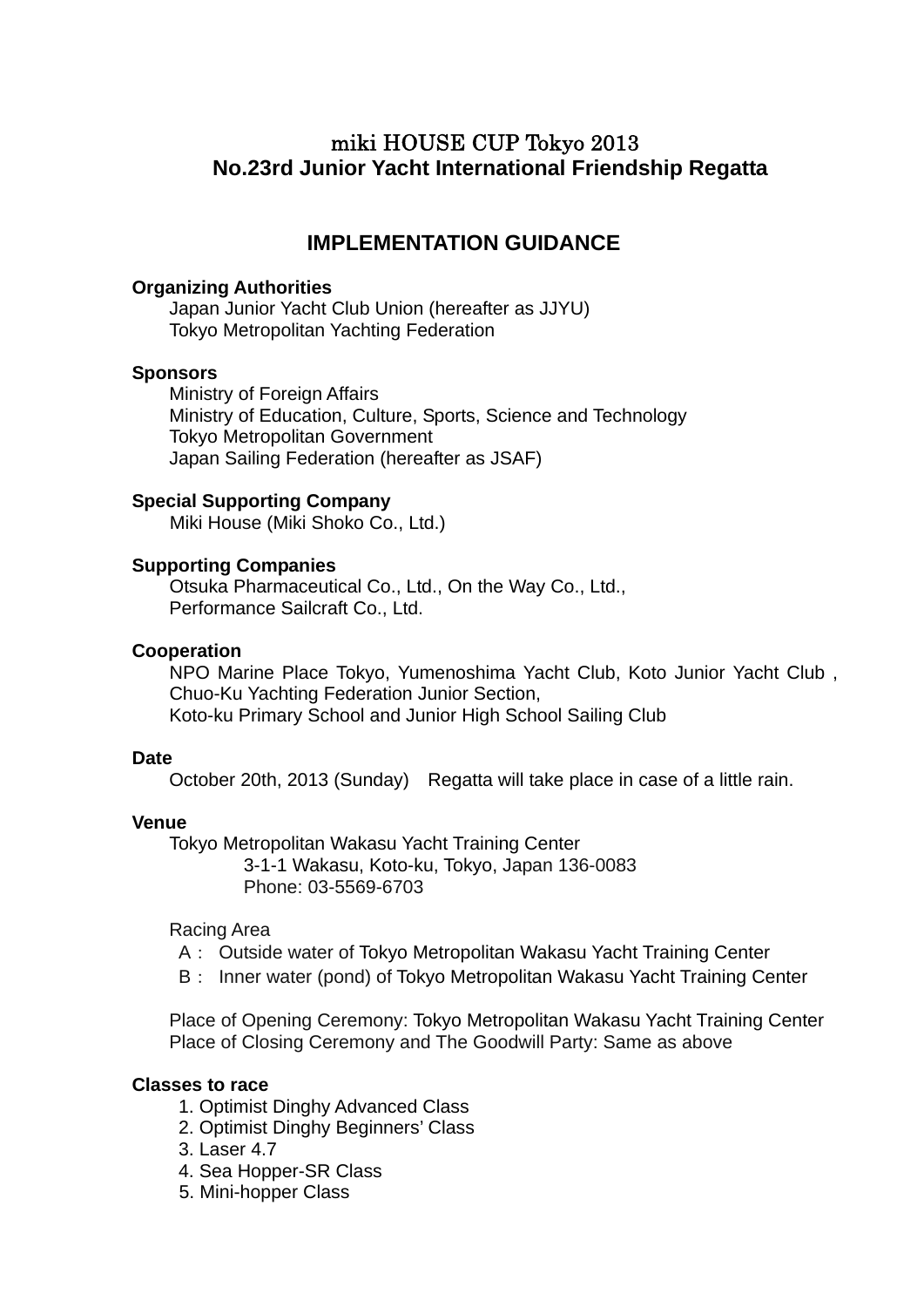# miki HOUSE CUP Tokyo 2013
# No.23rd Junior Yacht International Friendship Regatta

## IMPLEMENTATION GUIDANCE

**Organizing Authorities**

Japan Junior Yacht Club Union (hereafter as JJYU)
Tokyo Metropolitan Yachting Federation

**Sponsors**

Ministry of Foreign Affairs
Ministry of Education, Culture, Sports, Science and Technology
Tokyo Metropolitan Government
Japan Sailing Federation (hereafter as JSAF)

**Special Supporting Company**

Miki House (Miki Shoko Co., Ltd.)

**Supporting Companies**

Otsuka Pharmaceutical Co., Ltd., On the Way Co., Ltd.,
Performance Sailcraft Co., Ltd.

**Cooperation**

NPO Marine Place Tokyo, Yumenoshima Yacht Club, Koto Junior Yacht Club , Chuo-Ku Yachting Federation Junior Section,
Koto-ku Primary School and Junior High School Sailing Club

**Date**

October 20th, 2013 (Sunday) Regatta will take place in case of a little rain.

**Venue**

Tokyo Metropolitan Wakasu Yacht Training Center
3-1-1 Wakasu, Koto-ku, Tokyo, Japan 136-0083
Phone: 03-5569-6703

Racing Area
A : Outside water of Tokyo Metropolitan Wakasu Yacht Training Center
B : Inner water (pond) of Tokyo Metropolitan Wakasu Yacht Training Center

Place of Opening Ceremony: Tokyo Metropolitan Wakasu Yacht Training Center
Place of Closing Ceremony and The Goodwill Party: Same as above

**Classes to race**

1. Optimist Dinghy Advanced Class
2. Optimist Dinghy Beginners' Class
3. Laser 4.7
4. Sea Hopper-SR Class
5. Mini-hopper Class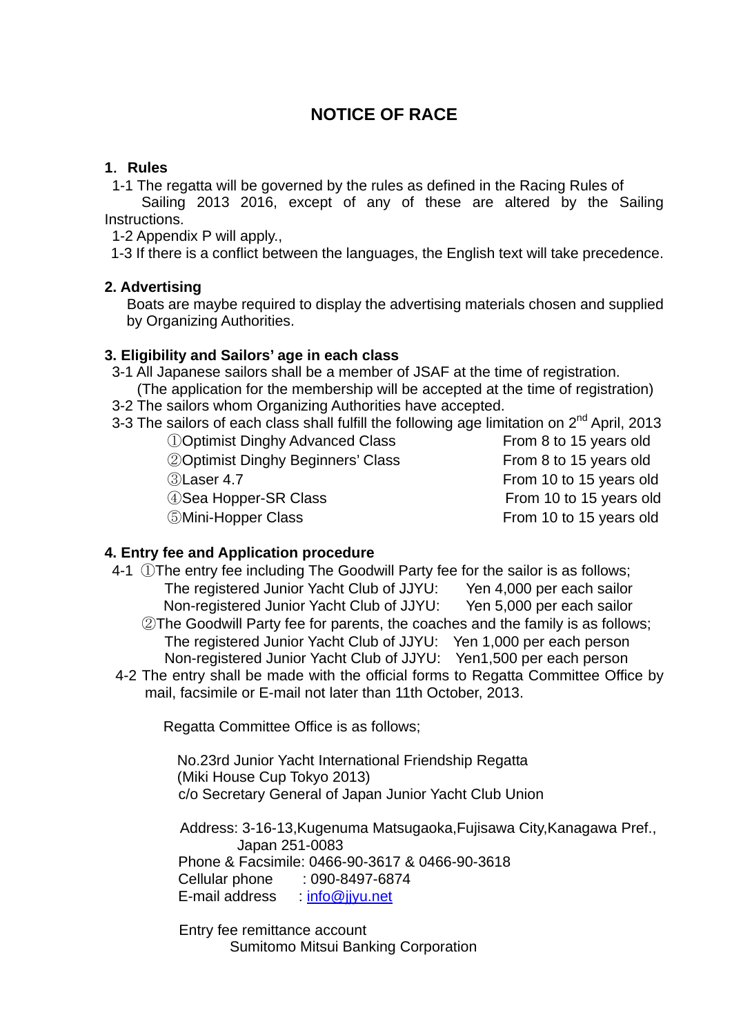# NOTICE OF RACE

## 1. Rules

1-1 The regatta will be governed by the rules as defined in the Racing Rules of Sailing 2013 2016, except of any of these are altered by the Sailing Instructions.

1-2 Appendix P will apply.,

1-3 If there is a conflict between the languages, the English text will take precedence.

## 2. Advertising

Boats are maybe required to display the advertising materials chosen and supplied by Organizing Authorities.

## 3. Eligibility and Sailors' age in each class

3-1 All Japanese sailors shall be a member of JSAF at the time of registration.
(The application for the membership will be accepted at the time of registration)

3-2 The sailors whom Organizing Authorities have accepted.

3-3 The sailors of each class shall fulfill the following age limitation on 2nd April, 2013

| Class | Age |
| --- | --- |
| ①Optimist Dinghy Advanced Class | From 8 to 15 years old |
| ②Optimist Dinghy Beginners' Class | From 8 to 15 years old |
| ③Laser 4.7 | From 10 to 15 years old |
| ④Sea Hopper-SR Class | From 10 to 15 years old |
| ⑤Mini-Hopper Class | From 10 to 15 years old |

## 4. Entry fee and Application procedure

4-1 ①The entry fee including The Goodwill Party fee for the sailor is as follows;
The registered Junior Yacht Club of JJYU: Yen 4,000 per each sailor
Non-registered Junior Yacht Club of JJYU: Yen 5,000 per each sailor

②The Goodwill Party fee for parents, the coaches and the family is as follows;
The registered Junior Yacht Club of JJYU: Yen 1,000 per each person
Non-registered Junior Yacht Club of JJYU: Yen1,500 per each person

4-2 The entry shall be made with the official forms to Regatta Committee Office by mail, facsimile or E-mail not later than 11th October, 2013.

Regatta Committee Office is as follows;

No.23rd Junior Yacht International Friendship Regatta
(Miki House Cup Tokyo 2013)
c/o Secretary General of Japan Junior Yacht Club Union

Address: 3-16-13,Kugenuma Matsugaoka,Fujisawa City,Kanagawa Pref., Japan 251-0083
Phone & Facsimile: 0466-90-3617 & 0466-90-3618
Cellular phone : 090-8497-6874
E-mail address : info@jjyu.net

Entry fee remittance account
Sumitomo Mitsui Banking Corporation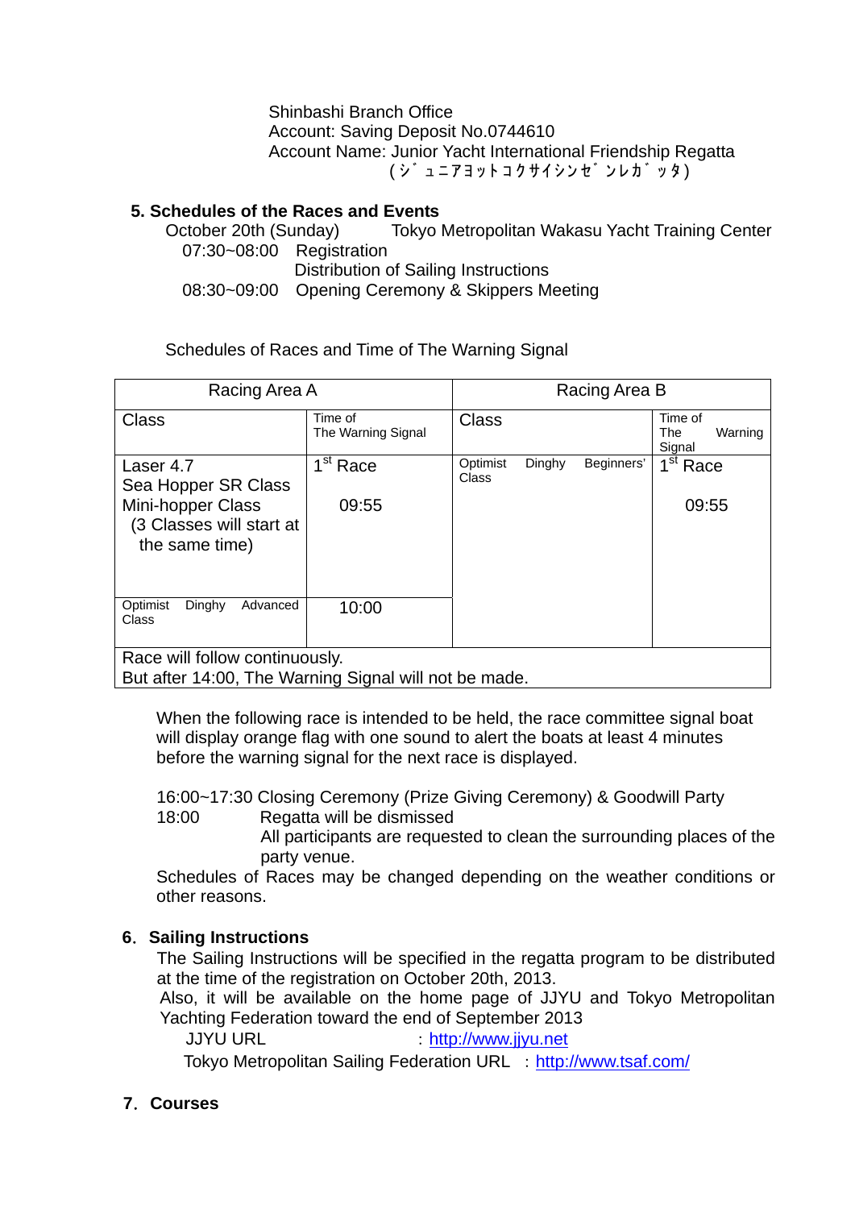Shinbashi Branch Office
Account: Saving Deposit No.0744610
Account Name: Junior Yacht International Friendship Regatta
(ｼﾞｭﾆｱﾖｯﾄｺｸｻｲｼﾝｾﾞﾝﾚｶﾞｯﾀ)

**5. Schedules of the Races and Events**

October 20th (Sunday) Tokyo Metropolitan Wakasu Yacht Training Center

07:30~08:00 Registration
Distribution of Sailing Instructions

08:30~09:00 Opening Ceremony & Skippers Meeting

Schedules of Races and Time of The Warning Signal

| Racing Area A | | Racing Area B | |
|---|---|---|---|
| Class | Time of The Warning Signal | Class | Time of The Warning Signal |
| Laser 4.7<br>Sea Hopper SR Class<br>Mini-hopper Class<br>(3 Classes will start at the same time) | 1st Race<br><br>09:55 | Optimist Dinghy Beginners' Class | 1st Race<br><br>09:55 |
| Optimist Dinghy Advanced Class | 10:00 | | |
| Race will follow continuously.<br>But after 14:00, The Warning Signal will not be made. | | | |

When the following race is intended to be held, the race committee signal boat will display orange flag with one sound to alert the boats at least 4 minutes before the warning signal for the next race is displayed.

16:00~17:30 Closing Ceremony (Prize Giving Ceremony) & Goodwill Party

18:00 Regatta will be dismissed
All participants are requested to clean the surrounding places of the party venue.

Schedules of Races may be changed depending on the weather conditions or other reasons.

**6. Sailing Instructions**

The Sailing Instructions will be specified in the regatta program to be distributed at the time of the registration on October 20th, 2013.
Also, it will be available on the home page of JJYU and Tokyo Metropolitan Yachting Federation toward the end of September 2013

JJYU URL : http://www.jjyu.net

Tokyo Metropolitan Sailing Federation URL : http://www.tsaf.com/

**7. Courses**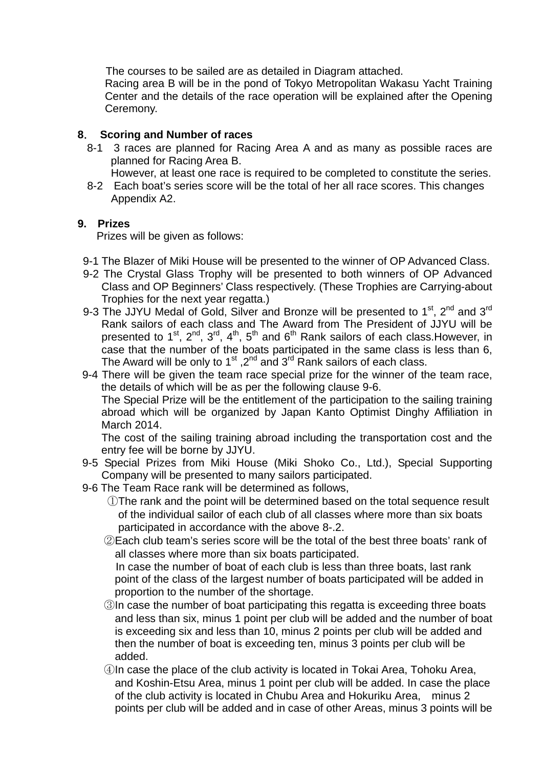The courses to be sailed are as detailed in Diagram attached.
Racing area B will be in the pond of Tokyo Metropolitan Wakasu Yacht Training Center and the details of the race operation will be explained after the Opening Ceremony.

## 8. Scoring and Number of races

8-1 3 races are planned for Racing Area A and as many as possible races are planned for Racing Area B.
However, at least one race is required to be completed to constitute the series.

8-2 Each boat's series score will be the total of her all race scores. This changes Appendix A2.

## 9. Prizes

Prizes will be given as follows:

9-1 The Blazer of Miki House will be presented to the winner of OP Advanced Class.

9-2 The Crystal Glass Trophy will be presented to both winners of OP Advanced Class and OP Beginners' Class respectively. (These Trophies are Carrying-about Trophies for the next year regatta.)

9-3 The JJYU Medal of Gold, Silver and Bronze will be presented to 1st, 2nd and 3rd Rank sailors of each class and The Award from The President of JJYU will be presented to 1st, 2nd, 3rd, 4th, 5th and 6th Rank sailors of each class.However, in case that the number of the boats participated in the same class is less than 6, The Award will be only to 1st ,2nd and 3rd Rank sailors of each class.

9-4 There will be given the team race special prize for the winner of the team race, the details of which will be as per the following clause 9-6.
The Special Prize will be the entitlement of the participation to the sailing training abroad which will be organized by Japan Kanto Optimist Dinghy Affiliation in March 2014.
The cost of the sailing training abroad including the transportation cost and the entry fee will be borne by JJYU.

9-5 Special Prizes from Miki House (Miki Shoko Co., Ltd.), Special Supporting Company will be presented to many sailors participated.

9-6 The Team Race rank will be determined as follows,

①The rank and the point will be determined based on the total sequence result of the individual sailor of each club of all classes where more than six boats participated in accordance with the above 8-.2.

②Each club team's series score will be the total of the best three boats' rank of all classes where more than six boats participated.
In case the number of boat of each club is less than three boats, last rank point of the class of the largest number of boats participated will be added in proportion to the number of the shortage.

③In case the number of boat participating this regatta is exceeding three boats and less than six, minus 1 point per club will be added and the number of boat is exceeding six and less than 10, minus 2 points per club will be added and then the number of boat is exceeding ten, minus 3 points per club will be added.

④In case the place of the club activity is located in Tokai Area, Tohoku Area, and Koshin-Etsu Area, minus 1 point per club will be added. In case the place of the club activity is located in Chubu Area and Hokuriku Area, minus 2 points per club will be added and in case of other Areas, minus 3 points will be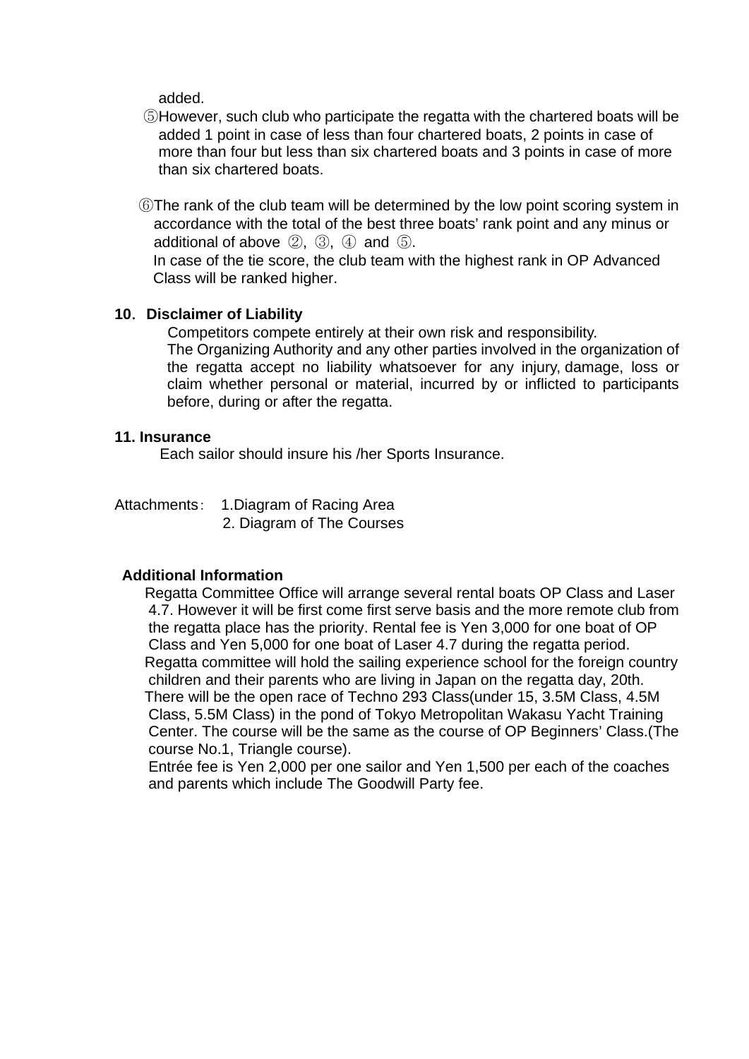added.

⑤However, such club who participate the regatta with the chartered boats will be added 1 point in case of less than four chartered boats, 2 points in case of more than four but less than six chartered boats and 3 points in case of more than six chartered boats.

⑥The rank of the club team will be determined by the low point scoring system in accordance with the total of the best three boats' rank point and any minus or additional of above ②, ③, ④ and ⑤.
In case of the tie score, the club team with the highest rank in OP Advanced Class will be ranked higher.

**10．Disclaimer of Liability**

Competitors compete entirely at their own risk and responsibility.
The Organizing Authority and any other parties involved in the organization of the regatta accept no liability whatsoever for any injury, damage, loss or claim whether personal or material, incurred by or inflicted to participants before, during or after the regatta.

**11. Insurance**

Each sailor should insure his /her Sports Insurance.

Attachments： 1.Diagram of Racing Area
2. Diagram of The Courses

**Additional Information**

Regatta Committee Office will arrange several rental boats OP Class and Laser 4.7. However it will be first come first serve basis and the more remote club from the regatta place has the priority. Rental fee is Yen 3,000 for one boat of OP Class and Yen 5,000 for one boat of Laser 4.7 during the regatta period.

Regatta committee will hold the sailing experience school for the foreign country children and their parents who are living in Japan on the regatta day, 20th.

There will be the open race of Techno 293 Class(under 15, 3.5M Class, 4.5M Class, 5.5M Class) in the pond of Tokyo Metropolitan Wakasu Yacht Training Center. The course will be the same as the course of OP Beginners' Class.(The course No.1, Triangle course).

Entrée fee is Yen 2,000 per one sailor and Yen 1,500 per each of the coaches and parents which include The Goodwill Party fee.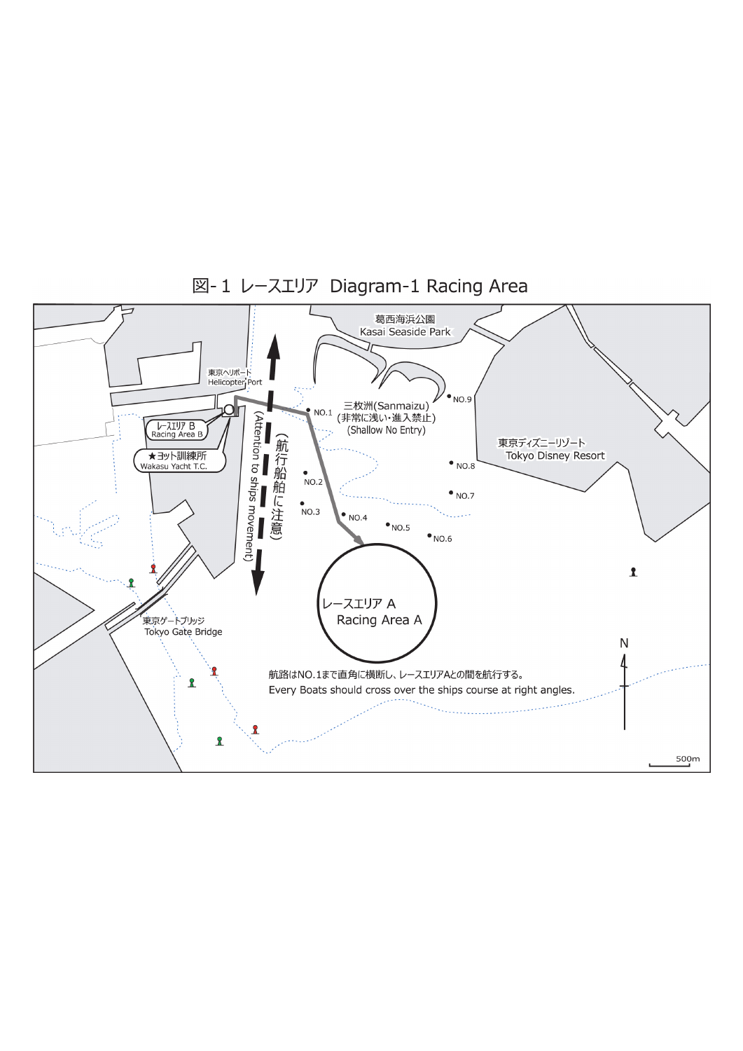# 図- 1 レースエリア Diagram-1 Racing Area

葛西海浜公園
Kasai Seaside Park

東京ヘリポート
Helicopter Port

レースエリア B
Racing Area B

★ヨット訓練所
Wakasu Yacht T.C.

（航行船に注意）
(Attention to ships movement)

三枚洲(Sanmaizu)
(非常に浅い・進入禁止)
(Shallow No Entry)

東京ディズニーリゾート
Tokyo Disney Resort

NO.1
NO.2
NO.3
NO.4
NO.5
NO.6
NO.7
NO.8
NO.9

レースエリア A
Racing Area A

東京ゲートブリッジ
Tokyo Gate Bridge

航路はNO.1まで直角に横断し、レースエリアAとの間を航行する。
Every Boats should cross over the ships course at right angles.

N

500m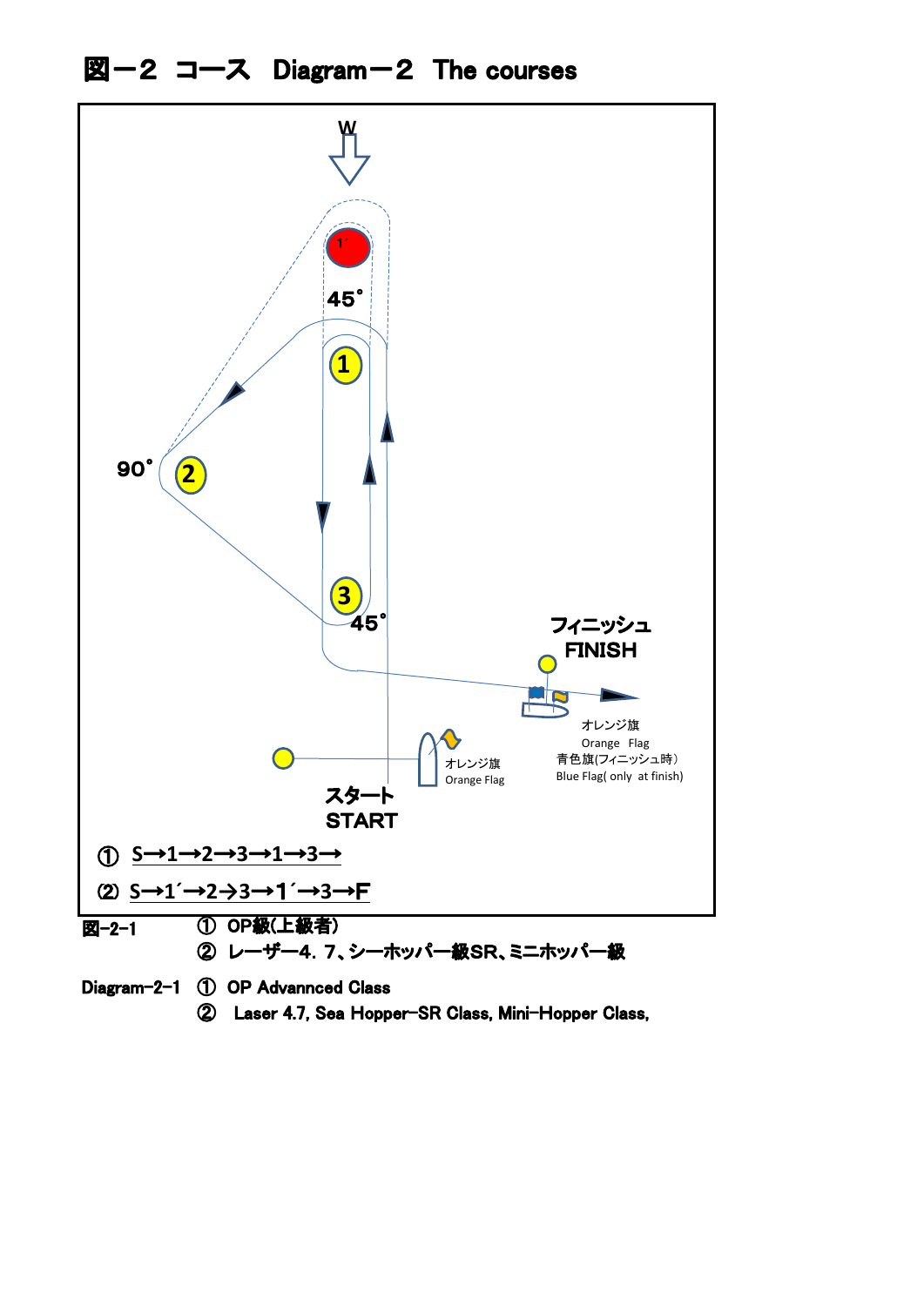# 図－2 コース Diagram－2 The courses

W

1´

45˚

1

90˚

2

3

45˚

フィニッシュ
FINISH

オレンジ旗
Orange Flag
青色旗(フィニッシュ時）
Blue Flag( only at finish)

オレンジ旗
Orange Flag

スタート
START

① S→1→2→3→1→3→

⑵ S→1´→2→3→1´→3→F

図-2-1 ① OP級(上級者)
② レーザー4．7、シーホッパー級SR、ミニホッパー級

Diagram-2-1 ① OP Advannced Class
② Laser 4.7, Sea Hopper-SR Class, Mini-Hopper Class,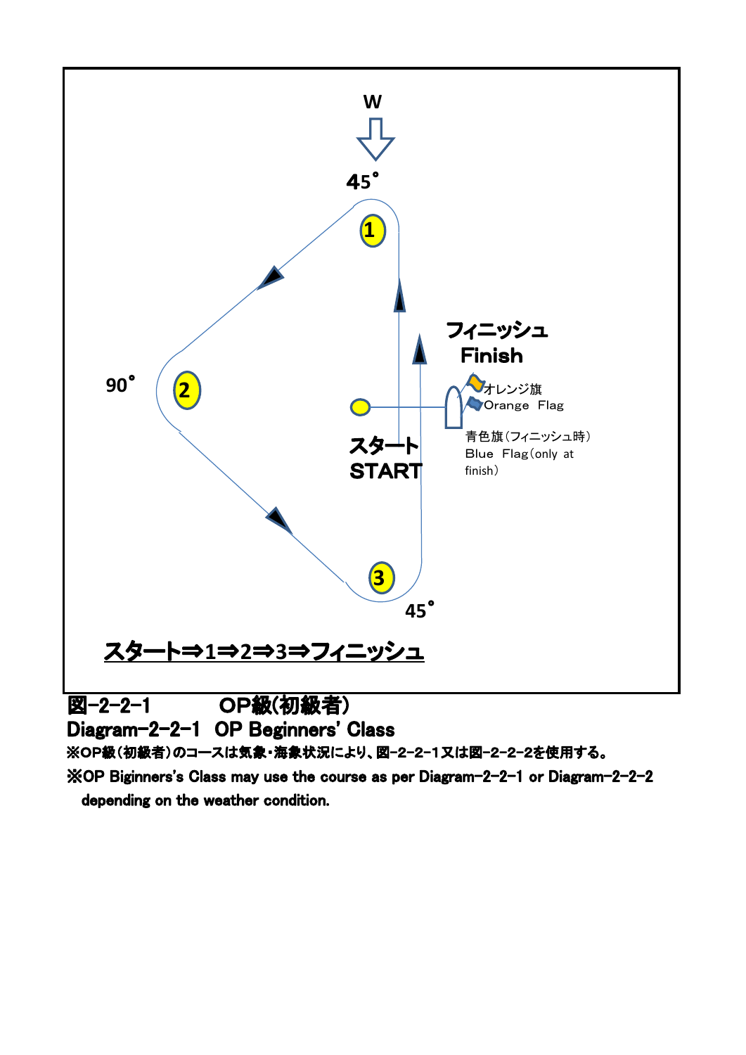W

45°

1

90°

2

フィニッシュ
Finish

オレンジ旗
Orange Flag

スタート
START

青色旗（フィニッシュ時）
Blue Flag（only at finish）

3

45°

**スタート⇒1⇒2⇒3⇒フィニッシュ**

**図-2-2-1　　　OP級(初級者)**

**Diagram-2-2-1　OP Beginners' Class**

**※OP級（初級者）のコースは気象・海象状況により、図-2-2-1又は図-2-2-2を使用する。**

**※OP Biginners's Class may use the course as per Diagram-2-2-1 or Diagram-2-2-2 depending on the weather condition.**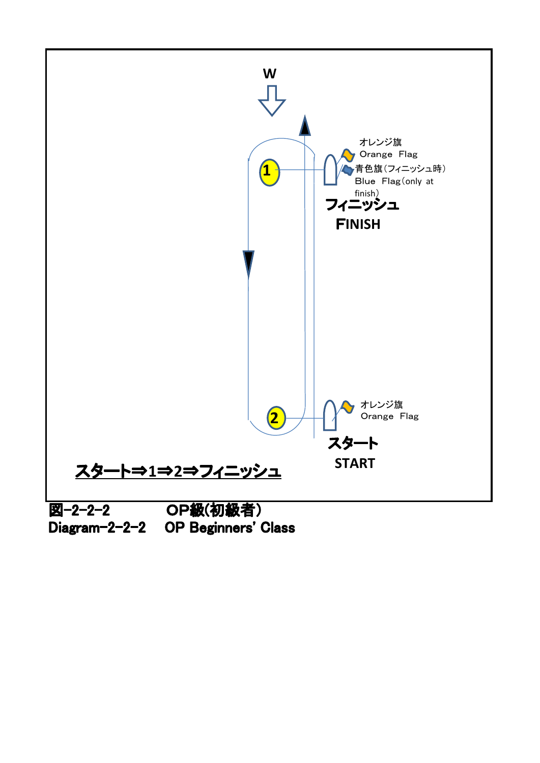W

オレンジ旗
Orange Flag
青色旗（フィニッシュ時）
Blue Flag(only at finish)

1

フィニッシュ
FINISH

2

オレンジ旗
Orange Flag

スタート
START

スタート⇒1⇒2⇒フィニッシュ

図-2-2-2　　OP級(初級者)
Diagram-2-2-2　OP Beginners' Class